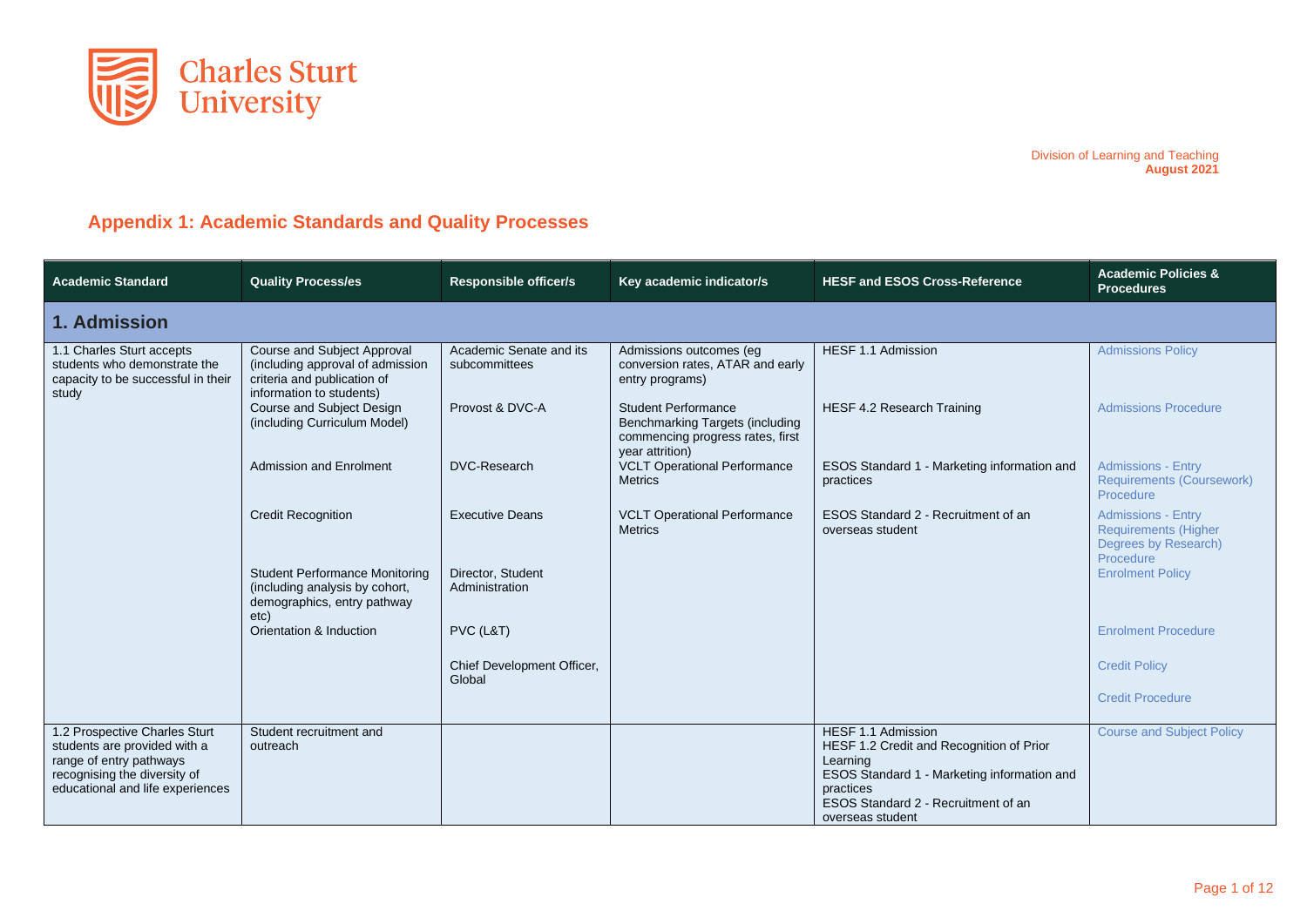Charles Sturt University

Division of Learning and Teaching
**August 2021**

## Appendix 1: Academic Standards and Quality Processes

| Academic Standard | Quality Process/es | Responsible officer/s | Key academic indicator/s | HESF and ESOS Cross-Reference | Academic Policies & Procedures |
|---|---|---|---|---|---|
| **1. Admission** | | | | | |
| 1.1 Charles Sturt accepts students who demonstrate the capacity to be successful in their study | Course and Subject Approval (including approval of admission criteria and publication of information to students) | Academic Senate and its subcommittees | Admissions outcomes (eg conversion rates, ATAR and early entry programs) | HESF 1.1 Admission | Admissions Policy |
| | Course and Subject Design (including Curriculum Model) | Provost & DVC-A | Student Performance Benchmarking Targets (including commencing progress rates, first year attrition) | HESF 4.2 Research Training | Admissions Procedure |
| | Admission and Enrolment | DVC-Research | VCLT Operational Performance Metrics | ESOS Standard 1 - Marketing information and practices | Admissions - Entry Requirements (Coursework) Procedure |
| | Credit Recognition | Executive Deans | VCLT Operational Performance Metrics | ESOS Standard 2 - Recruitment of an overseas student | Admissions - Entry Requirements (Higher Degrees by Research) Procedure |
| | Student Performance Monitoring (including analysis by cohort, demographics, entry pathway etc) | Director, Student Administration | | | Enrolment Policy |
| | Orientation & Induction | PVC (L&T) | | | Enrolment Procedure |
| | | Chief Development Officer, Global | | | Credit Policy |
| | | | | | Credit Procedure |
| 1.2 Prospective Charles Sturt students are provided with a range of entry pathways recognising the diversity of educational and life experiences | Student recruitment and outreach | | | HESF 1.1 Admission<br>HESF 1.2 Credit and Recognition of Prior Learning<br>ESOS Standard 1 - Marketing information and practices<br>ESOS Standard 2 - Recruitment of an overseas student | Course and Subject Policy |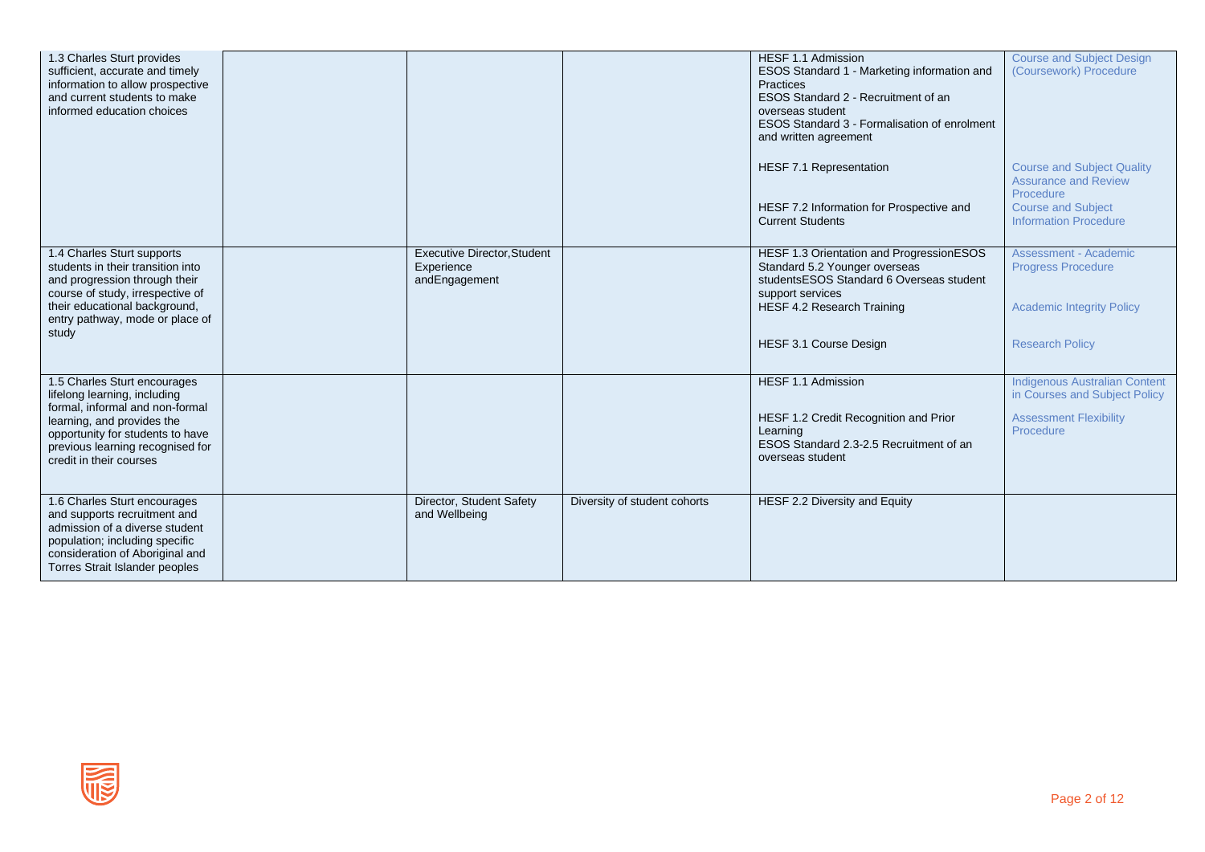| | | | | | |
|---|---|---|---|---|---|
| 1.3 Charles Sturt provides sufficient, accurate and timely information to allow prospective and current students to make informed education choices | | | | HESF 1.1 Admission<br>ESOS Standard 1 - Marketing information and Practices<br>ESOS Standard 2 - Recruitment of an overseas student<br>ESOS Standard 3 - Formalisation of enrolment and written agreement<br><br>HESF 7.1 Representation<br><br>HESF 7.2 Information for Prospective and Current Students | Course and Subject Design (Coursework) Procedure<br><br>Course and Subject Quality Assurance and Review Procedure<br>Course and Subject Information Procedure |
| 1.4 Charles Sturt supports students in their transition into and progression through their course of study, irrespective of their educational background, entry pathway, mode or place of study | | Executive Director,Student Experience andEngagement | | HESF 1.3 Orientation and ProgressionESOS Standard 5.2 Younger overseas studentsESOS Standard 6 Overseas student support services<br>HESF 4.2 Research Training<br><br>HESF 3.1 Course Design | Assessment - Academic Progress Procedure<br><br>Academic Integrity Policy<br><br>Research Policy |
| 1.5 Charles Sturt encourages lifelong learning, including formal, informal and non-formal learning, and provides the opportunity for students to have previous learning recognised for credit in their courses | | | | HESF 1.1 Admission<br><br>HESF 1.2 Credit Recognition and Prior Learning<br>ESOS Standard 2.3-2.5 Recruitment of an overseas student | Indigenous Australian Content in Courses and Subject Policy<br><br>Assessment Flexibility Procedure |
| 1.6 Charles Sturt encourages and supports recruitment and admission of a diverse student population; including specific consideration of Aboriginal and Torres Strait Islander peoples | | Director, Student Safety and Wellbeing | Diversity of student cohorts | HESF 2.2 Diversity and Equity | |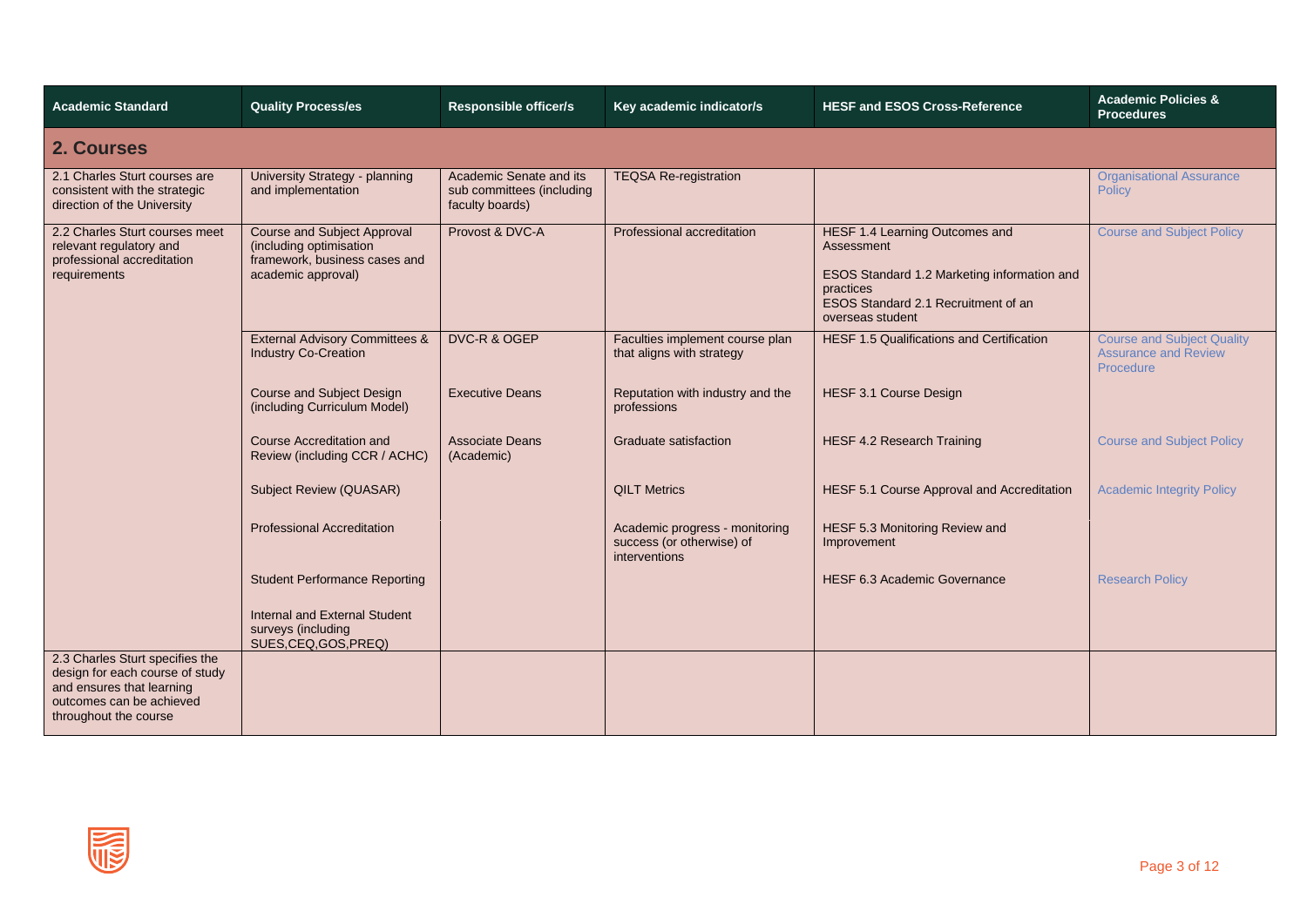| Academic Standard | Quality Process/es | Responsible officer/s | Key academic indicator/s | HESF and ESOS Cross-Reference | Academic Policies & Procedures |
|---|---|---|---|---|---|
| **2. Courses** | | | | | |
| 2.1 Charles Sturt courses are consistent with the strategic direction of the University | University Strategy - planning and implementation | Academic Senate and its sub committees (including faculty boards) | TEQSA Re-registration | | Organisational Assurance Policy |
| 2.2 Charles Sturt courses meet relevant regulatory and professional accreditation requirements | Course and Subject Approval (including optimisation framework, business cases and academic approval) | Provost & DVC-A | Professional accreditation | HESF 1.4 Learning Outcomes and Assessment<br><br>ESOS Standard 1.2 Marketing information and practices<br>ESOS Standard 2.1 Recruitment of an overseas student | Course and Subject Policy |
| | External Advisory Committees & Industry Co-Creation | DVC-R & OGEP | Faculties implement course plan that aligns with strategy | HESF 1.5 Qualifications and Certification | Course and Subject Quality Assurance and Review Procedure |
| | Course and Subject Design (including Curriculum Model) | Executive Deans | Reputation with industry and the professions | HESF 3.1 Course Design | |
| | Course Accreditation and Review (including CCR / ACHC) | Associate Deans (Academic) | Graduate satisfaction | HESF 4.2 Research Training | Course and Subject Policy |
| | Subject Review (QUASAR) | | QILT Metrics | HESF 5.1 Course Approval and Accreditation | Academic Integrity Policy |
| | Professional Accreditation | | Academic progress - monitoring success (or otherwise) of interventions | HESF 5.3 Monitoring Review and Improvement | |
| | Student Performance Reporting | | | HESF 6.3 Academic Governance | Research Policy |
| | Internal and External Student surveys (including SUES,CEQ,GOS,PREQ) | | | | |
| 2.3 Charles Sturt specifies the design for each course of study and ensures that learning outcomes can be achieved throughout the course | | | | | |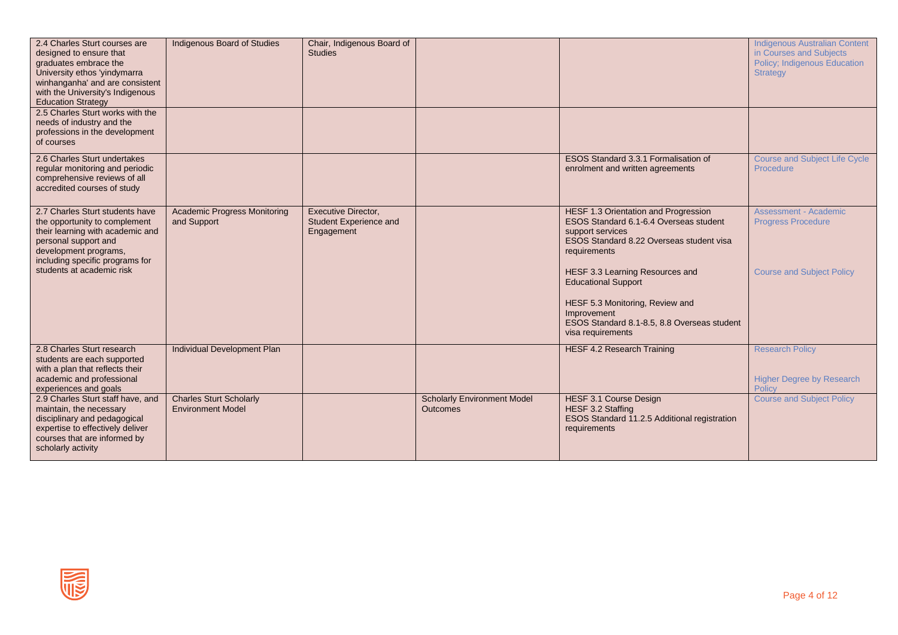| | | | | | |
|---|---|---|---|---|---|
| 2.4 Charles Sturt courses are designed to ensure that graduates embrace the University ethos 'yindymarra winhanganha' and are consistent with the University's Indigenous Education Strategy | Indigenous Board of Studies | Chair, Indigenous Board of Studies | | | Indigenous Australian Content in Courses and Subjects Policy; Indigenous Education Strategy |
| 2.5 Charles Sturt works with the needs of industry and the professions in the development of courses | | | | | |
| 2.6 Charles Sturt undertakes regular monitoring and periodic comprehensive reviews of all accredited courses of study | | | | ESOS Standard 3.3.1 Formalisation of enrolment and written agreements | Course and Subject Life Cycle Procedure |
| 2.7 Charles Sturt students have the opportunity to complement their learning with academic and personal support and development programs, including specific programs for students at academic risk | Academic Progress Monitoring and Support | Executive Director, Student Experience and Engagement | | HESF 1.3 Orientation and Progression<br>ESOS Standard 6.1-6.4 Overseas student support services<br>ESOS Standard 8.22 Overseas student visa requirements<br><br>HESF 3.3 Learning Resources and Educational Support<br><br>HESF 5.3 Monitoring, Review and Improvement<br>ESOS Standard 8.1-8.5, 8.8 Overseas student visa requirements | Assessment - Academic Progress Procedure<br><br>Course and Subject Policy |
| 2.8 Charles Sturt research students are each supported with a plan that reflects their academic and professional experiences and goals | Individual Development Plan | | | HESF 4.2 Research Training | Research Policy<br><br>Higher Degree by Research Policy |
| 2.9 Charles Sturt staff have, and maintain, the necessary disciplinary and pedagogical expertise to effectively deliver courses that are informed by scholarly activity | Charles Sturt Scholarly Environment Model | | Scholarly Environment Model Outcomes | HESF 3.1 Course Design<br>HESF 3.2 Staffing<br>ESOS Standard 11.2.5 Additional registration requirements | Course and Subject Policy |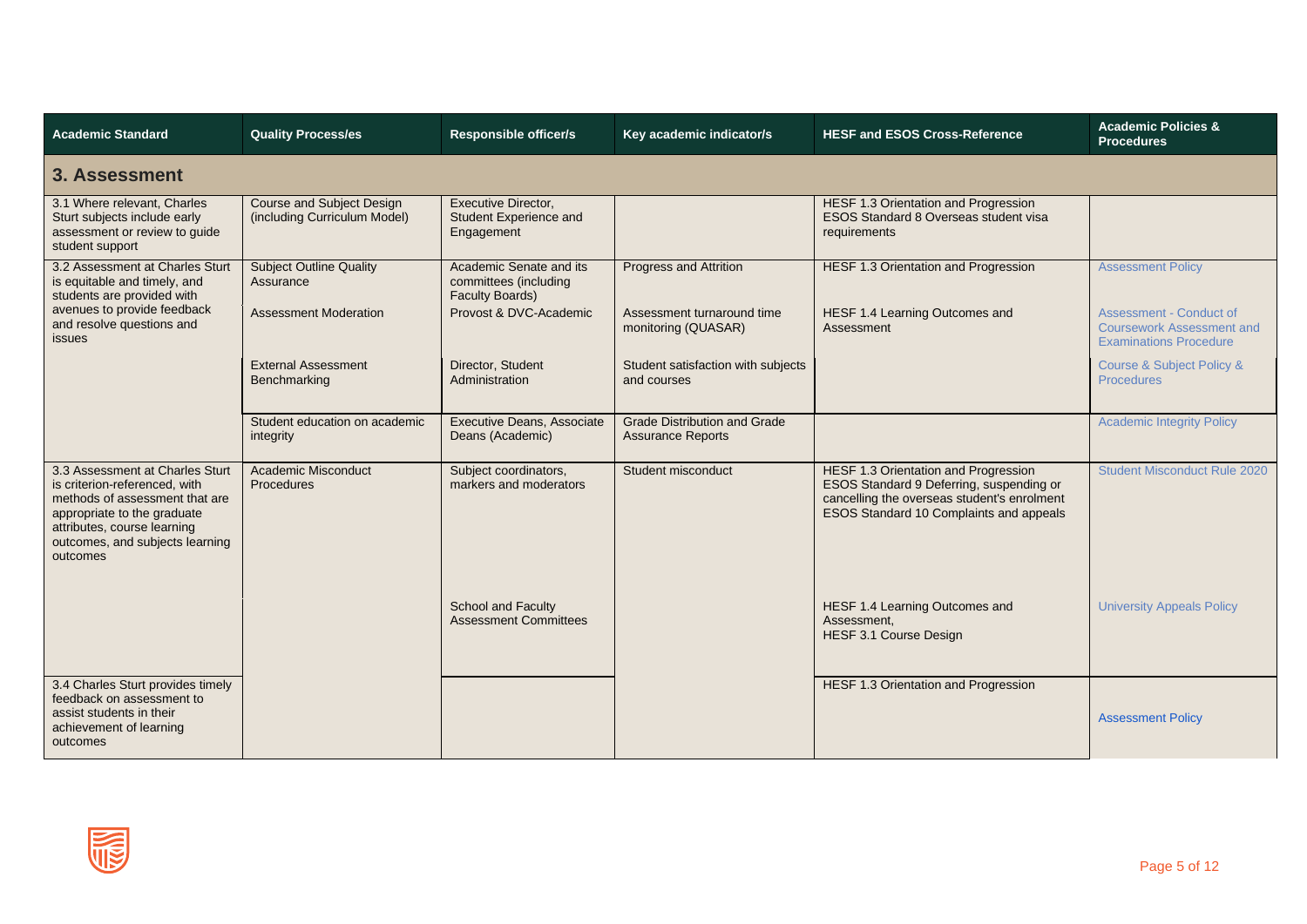| Academic Standard | Quality Process/es | Responsible officer/s | Key academic indicator/s | HESF and ESOS Cross-Reference | Academic Policies & Procedures |
|---|---|---|---|---|---|
| **3. Assessment** | | | | | |
| 3.1 Where relevant, Charles Sturt subjects include early assessment or review to guide student support | Course and Subject Design (including Curriculum Model) | Executive Director, Student Experience and Engagement | | HESF 1.3 Orientation and Progression<br>ESOS Standard 8 Overseas student visa requirements | |
| 3.2 Assessment at Charles Sturt is equitable and timely, and students are provided with avenues to provide feedback and resolve questions and issues | Subject Outline Quality Assurance | Academic Senate and its committees (including Faculty Boards) | Progress and Attrition | HESF 1.3 Orientation and Progression | Assessment Policy |
| | Assessment Moderation | Provost & DVC-Academic | Assessment turnaround time monitoring (QUASAR) | HESF 1.4 Learning Outcomes and Assessment | Assessment - Conduct of Coursework Assessment and Examinations Procedure |
| | External Assessment Benchmarking | Director, Student Administration | Student satisfaction with subjects and courses | | Course & Subject Policy & Procedures |
| | Student education on academic integrity | Executive Deans, Associate Deans (Academic) | Grade Distribution and Grade Assurance Reports | | Academic Integrity Policy |
| 3.3 Assessment at Charles Sturt is criterion-referenced, with methods of assessment that are appropriate to the graduate attributes, course learning outcomes, and subjects learning outcomes | Academic Misconduct Procedures | Subject coordinators, markers and moderators | Student misconduct | HESF 1.3 Orientation and Progression<br>ESOS Standard 9 Deferring, suspending or cancelling the overseas student's enrolment<br>ESOS Standard 10 Complaints and appeals | Student Misconduct Rule 2020 |
| | | School and Faculty Assessment Committees | | HESF 1.4 Learning Outcomes and Assessment,<br>HESF 3.1 Course Design | University Appeals Policy |
| 3.4 Charles Sturt provides timely feedback on assessment to assist students in their achievement of learning outcomes | | | | HESF 1.3 Orientation and Progression | Assessment Policy |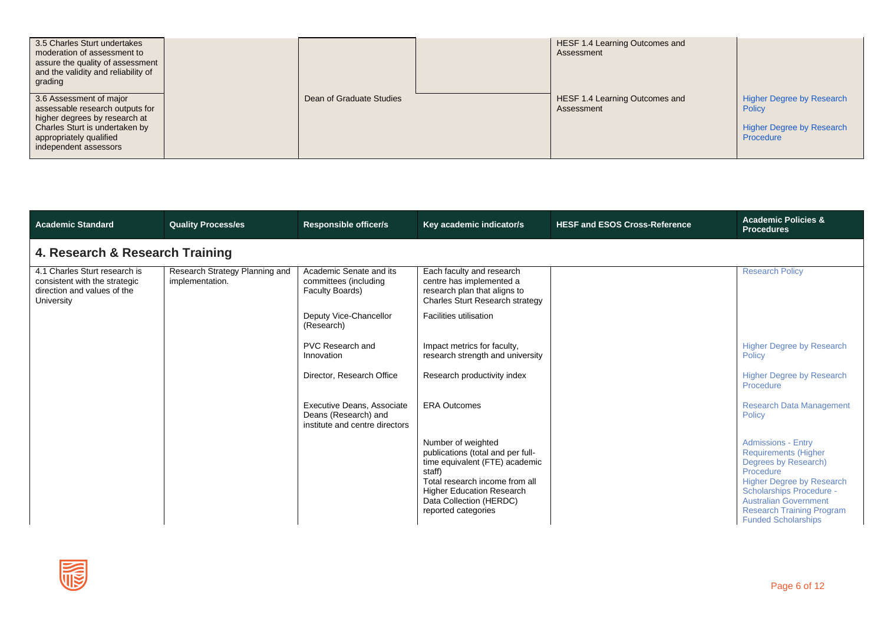| | | | | | |
|---|---|---|---|---|---|
| 3.5 Charles Sturt undertakes moderation of assessment to assure the quality of assessment and the validity and reliability of grading | | | | HESF 1.4 Learning Outcomes and Assessment | |
| 3.6 Assessment of major assessable research outputs for higher degrees by research at Charles Sturt is undertaken by appropriately qualified independent assessors | | Dean of Graduate Studies | | HESF 1.4 Learning Outcomes and Assessment | Higher Degree by Research Policy<br><br>Higher Degree by Research Procedure |

| Academic Standard | Quality Process/es | Responsible officer/s | Key academic indicator/s | HESF and ESOS Cross-Reference | Academic Policies & Procedures |
|---|---|---|---|---|---|
| **4. Research & Research Training** | | | | | |
| 4.1 Charles Sturt research is consistent with the strategic direction and values of the University | Research Strategy Planning and implementation. | Academic Senate and its committees (including Faculty Boards) | Each faculty and research centre has implemented a research plan that aligns to Charles Sturt Research strategy | | Research Policy |
| | | Deputy Vice-Chancellor (Research) | Facilities utilisation | | |
| | | PVC Research and Innovation | Impact metrics for faculty, research strength and university | | Higher Degree by Research Policy |
| | | Director, Research Office | Research productivity index | | Higher Degree by Research Procedure |
| | | Executive Deans, Associate Deans (Research) and institute and centre directors | ERA Outcomes | | Research Data Management Policy |
| | | | Number of weighted publications (total and per full-time equivalent (FTE) academic staff)<br>Total research income from all Higher Education Research Data Collection (HERDC) reported categories | | Admissions - Entry Requirements (Higher Degrees by Research) Procedure<br>Higher Degree by Research Scholarships Procedure - Australian Government Research Training Program Funded Scholarships |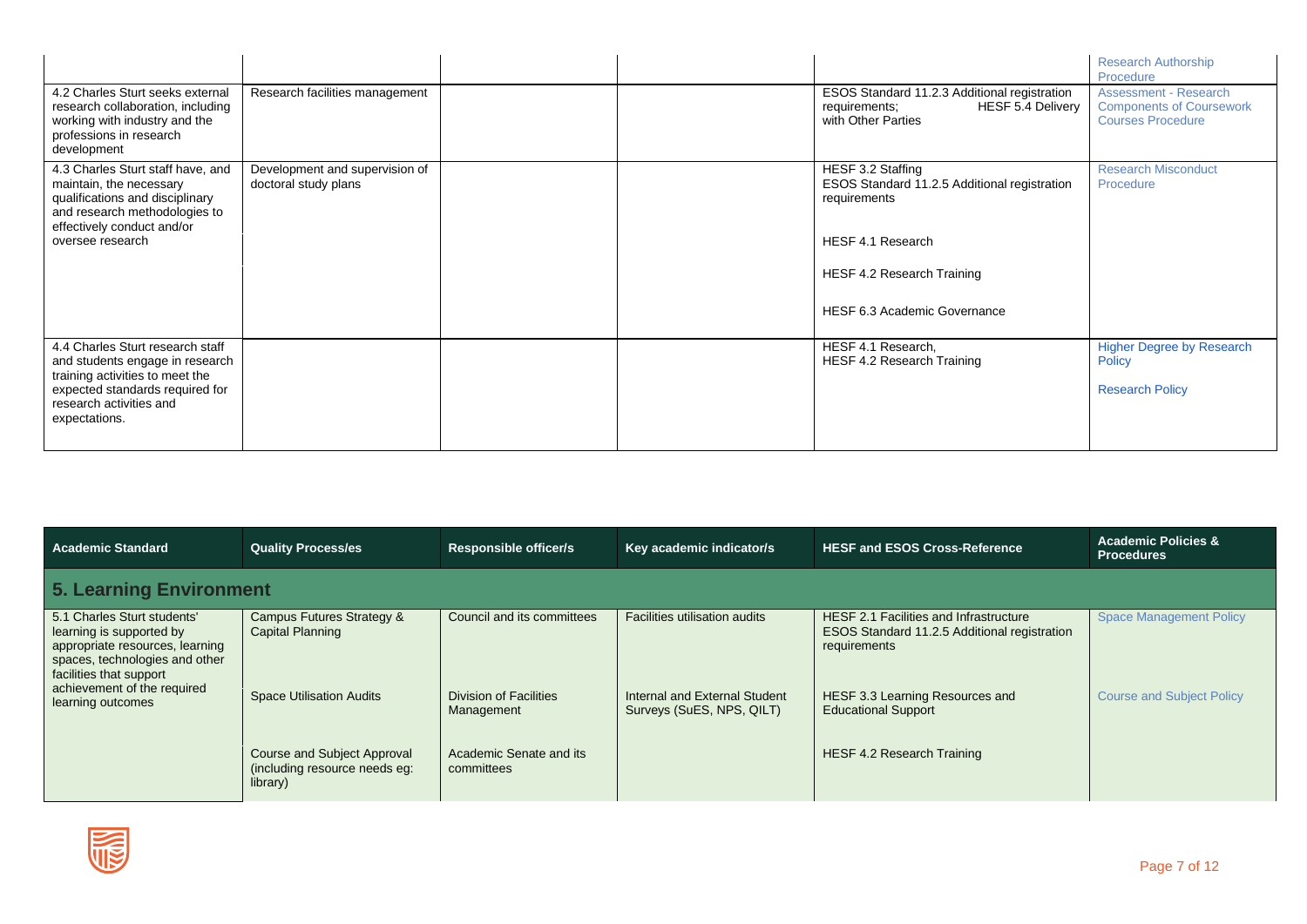| | | | | | |
|---|---|---|---|---|---|
| | | | | | Research Authorship Procedure |
| 4.2 Charles Sturt seeks external research collaboration, including working with industry and the professions in research development | Research facilities management | | | ESOS Standard 11.2.3 Additional registration requirements; HESF 5.4 Delivery with Other Parties | Assessment - Research Components of Coursework Courses Procedure |
| 4.3 Charles Sturt staff have, and maintain, the necessary qualifications and disciplinary and research methodologies to effectively conduct and/or oversee research | Development and supervision of doctoral study plans | | | HESF 3.2 Staffing<br>ESOS Standard 11.2.5 Additional registration requirements<br><br>HESF 4.1 Research<br><br>HESF 4.2 Research Training<br><br>HESF 6.3 Academic Governance | Research Misconduct Procedure |
| 4.4 Charles Sturt research staff and students engage in research training activities to meet the expected standards required for research activities and expectations. | | | | HESF 4.1 Research,<br>HESF 4.2 Research Training | Higher Degree by Research Policy<br><br>Research Policy |

| Academic Standard | Quality Process/es | Responsible officer/s | Key academic indicator/s | HESF and ESOS Cross-Reference | Academic Policies & Procedures |
|---|---|---|---|---|---|
| **5. Learning Environment** | | | | | |
| 5.1 Charles Sturt students' learning is supported by appropriate resources, learning spaces, technologies and other facilities that support achievement of the required learning outcomes | Campus Futures Strategy & Capital Planning | Council and its committees | Facilities utilisation audits | HESF 2.1 Facilities and Infrastructure<br>ESOS Standard 11.2.5 Additional registration requirements | Space Management Policy |
| | Space Utilisation Audits | Division of Facilities Management | Internal and External Student Surveys (SuES, NPS, QILT) | HESF 3.3 Learning Resources and Educational Support | Course and Subject Policy |
| | Course and Subject Approval (including resource needs eg: library) | Academic Senate and its committees | | HESF 4.2 Research Training | |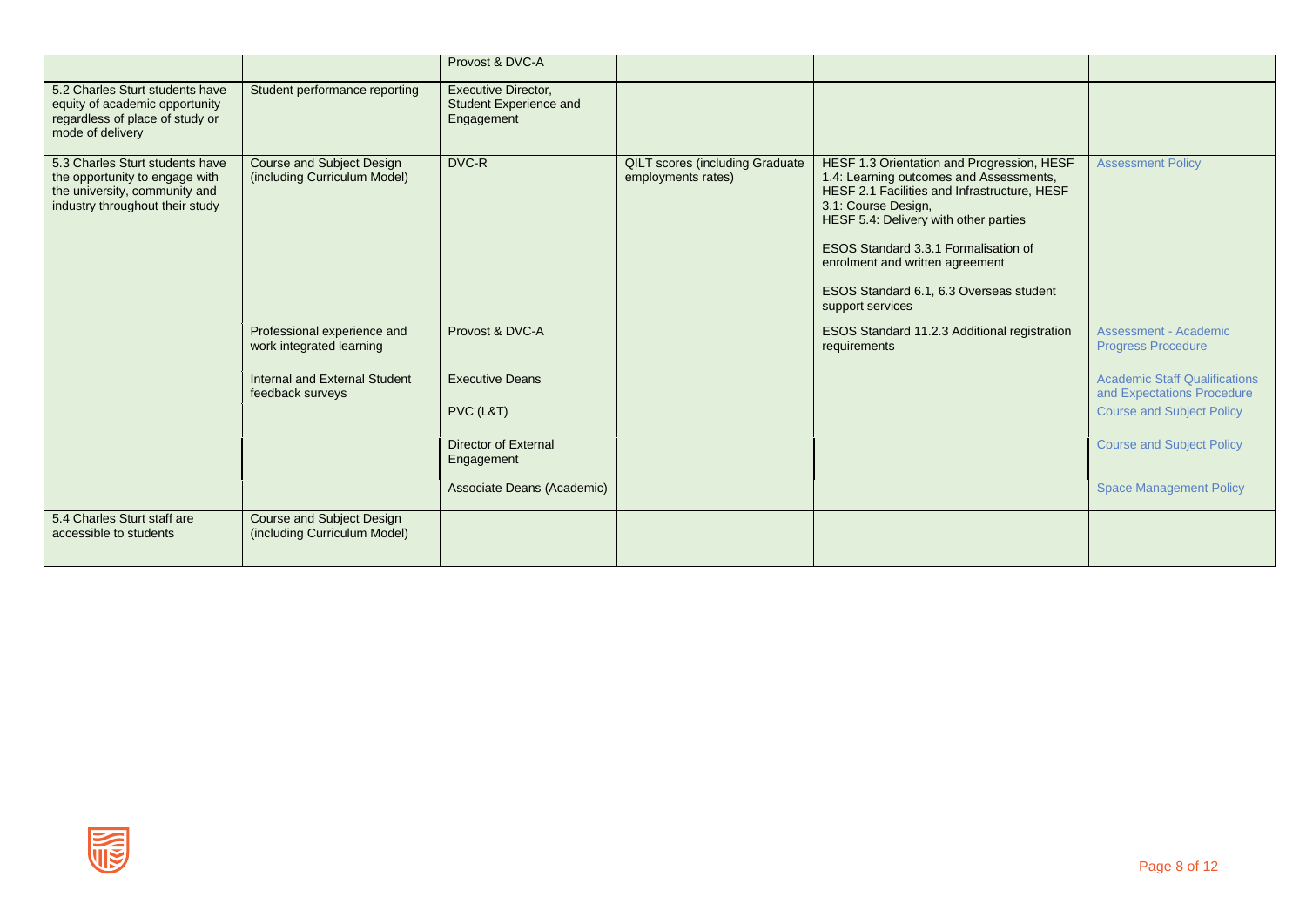| | | | | | |
|---|---|---|---|---|---|
| | | Provost & DVC-A | | | |
| 5.2 Charles Sturt students have equity of academic opportunity regardless of place of study or mode of delivery | Student performance reporting | Executive Director, Student Experience and Engagement | | | |
| 5.3 Charles Sturt students have the opportunity to engage with the university, community and industry throughout their study | Course and Subject Design (including Curriculum Model) | DVC-R | QILT scores (including Graduate employments rates) | HESF 1.3 Orientation and Progression, HESF 1.4: Learning outcomes and Assessments, HESF 2.1 Facilities and Infrastructure, HESF 3.1: Course Design, HESF 5.4: Delivery with other parties<br><br>ESOS Standard 3.3.1 Formalisation of enrolment and written agreement<br><br>ESOS Standard 6.1, 6.3 Overseas student support services | Assessment Policy |
| | Professional experience and work integrated learning | Provost & DVC-A | | ESOS Standard 11.2.3 Additional registration requirements | Assessment - Academic Progress Procedure |
| | Internal and External Student feedback surveys | Executive Deans | | | Academic Staff Qualifications and Expectations Procedure |
| | | PVC (L&T) | | | Course and Subject Policy |
| | | Director of External Engagement | | | Course and Subject Policy |
| | | Associate Deans (Academic) | | | Space Management Policy |
| 5.4 Charles Sturt staff are accessible to students | Course and Subject Design (including Curriculum Model) | | | | |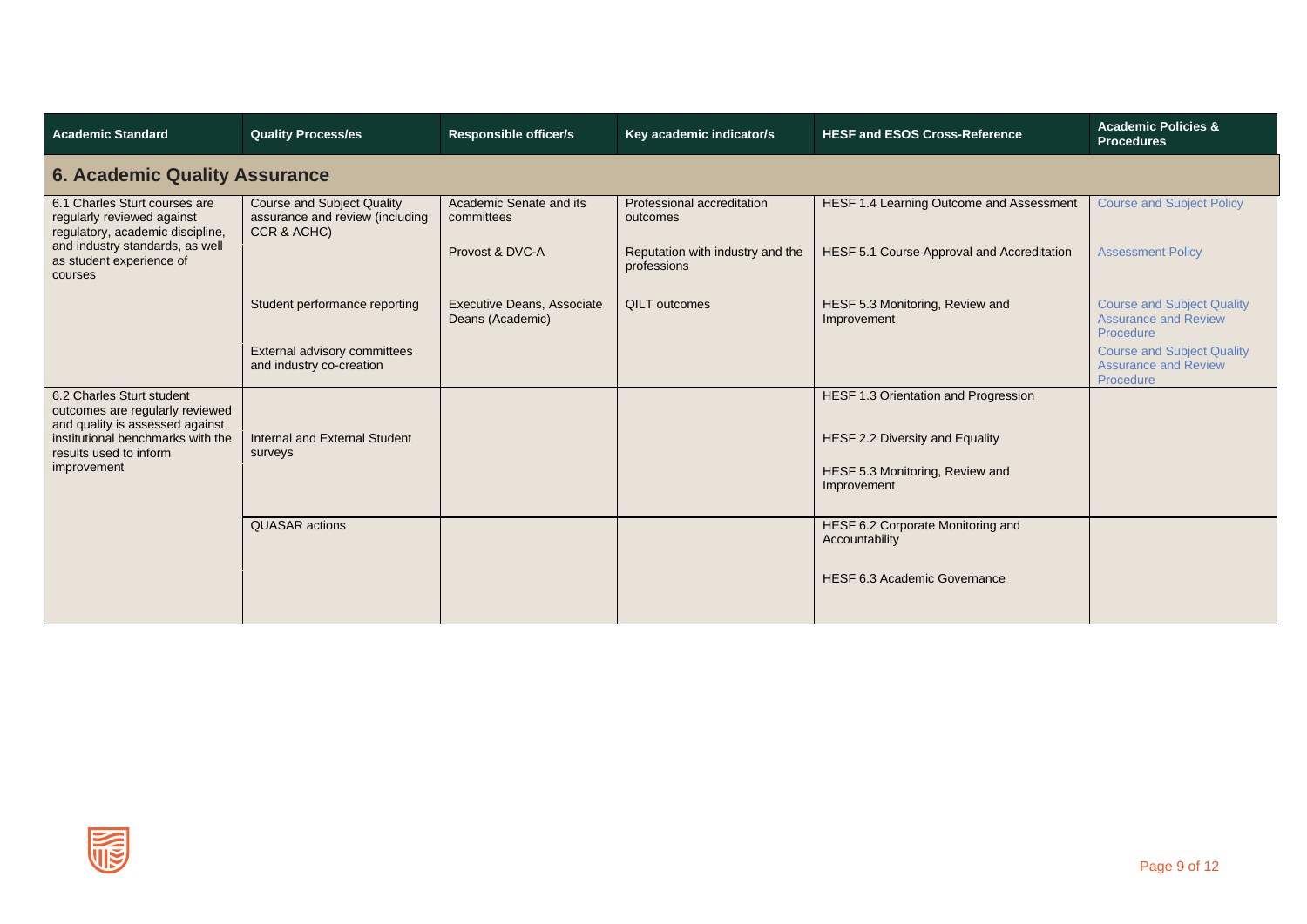| Academic Standard | Quality Process/es | Responsible officer/s | Key academic indicator/s | HESF and ESOS Cross-Reference | Academic Policies & Procedures |
|---|---|---|---|---|---|
| **6. Academic Quality Assurance** | | | | | |
| 6.1 Charles Sturt courses are regularly reviewed against regulatory, academic discipline, and industry standards, as well as student experience of courses | Course and Subject Quality assurance and review (including CCR & ACHC) | Academic Senate and its committees | Professional accreditation outcomes | HESF 1.4 Learning Outcome and Assessment | Course and Subject Policy |
| | | Provost & DVC-A | Reputation with industry and the professions | HESF 5.1 Course Approval and Accreditation | Assessment Policy |
| | Student performance reporting | Executive Deans, Associate Deans (Academic) | QILT outcomes | HESF 5.3 Monitoring, Review and Improvement | Course and Subject Quality Assurance and Review Procedure |
| | External advisory committees and industry co-creation | | | | Course and Subject Quality Assurance and Review Procedure |
| 6.2 Charles Sturt student outcomes are regularly reviewed and quality is assessed against institutional benchmarks with the results used to inform improvement | Internal and External Student surveys | | | HESF 1.3 Orientation and Progression<br><br>HESF 2.2 Diversity and Equality<br><br>HESF 5.3 Monitoring, Review and Improvement | |
| | QUASAR actions | | | HESF 6.2 Corporate Monitoring and Accountability<br><br>HESF 6.3 Academic Governance | |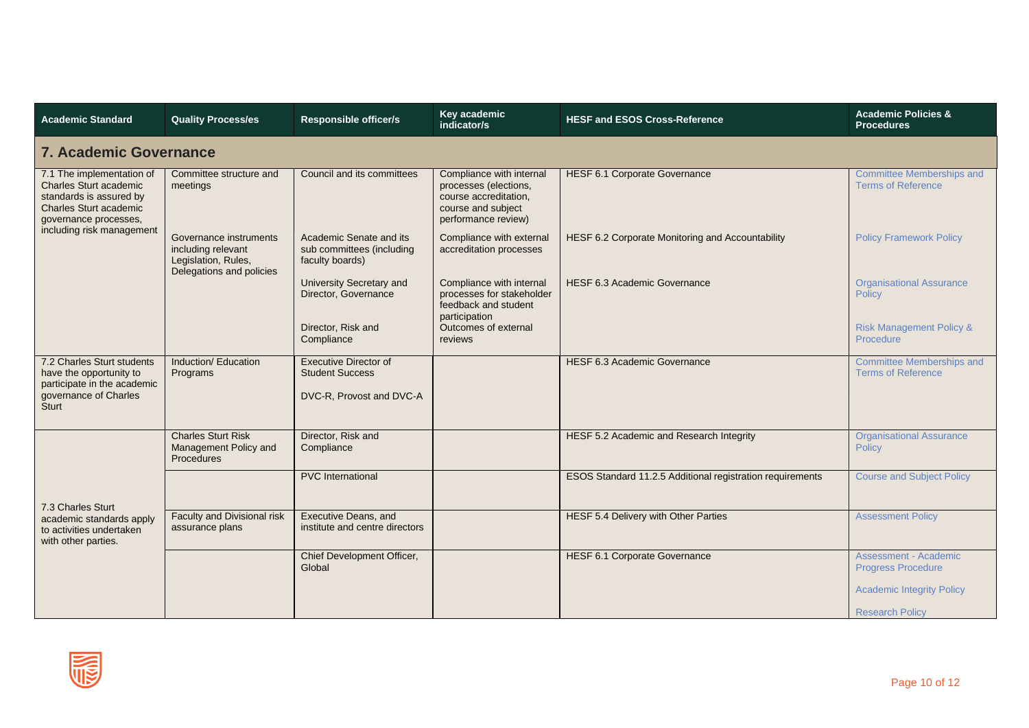| Academic Standard | Quality Process/es | Responsible officer/s | Key academic indicator/s | HESF and ESOS Cross-Reference | Academic Policies & Procedures |
|---|---|---|---|---|---|
| **7. Academic Governance** | | | | | |
| 7.1 The implementation of Charles Sturt academic standards is assured by Charles Sturt academic governance processes, including risk management | Committee structure and meetings | Council and its committees | Compliance with internal processes (elections, course accreditation, course and subject performance review) | HESF 6.1 Corporate Governance | Committee Memberships and Terms of Reference |
| | Governance instruments including relevant Legislation, Rules, Delegations and policies | Academic Senate and its sub committees (including faculty boards) | Compliance with external accreditation processes | HESF 6.2 Corporate Monitoring and Accountability | Policy Framework Policy |
| | | University Secretary and Director, Governance | Compliance with internal processes for stakeholder feedback and student participation | HESF 6.3 Academic Governance | Organisational Assurance Policy |
| | | Director, Risk and Compliance | Outcomes of external reviews | | Risk Management Policy & Procedure |
| 7.2 Charles Sturt students have the opportunity to participate in the academic governance of Charles Sturt | Induction/ Education Programs | Executive Director of Student Success<br><br>DVC-R, Provost and DVC-A | | HESF 6.3 Academic Governance | Committee Memberships and Terms of Reference |
| 7.3 Charles Sturt academic standards apply to activities undertaken with other parties. | Charles Sturt Risk Management Policy and Procedures | Director, Risk and Compliance | | HESF 5.2 Academic and Research Integrity | Organisational Assurance Policy |
| | | PVC International | | ESOS Standard 11.2.5 Additional registration requirements | Course and Subject Policy |
| | Faculty and Divisional risk assurance plans | Executive Deans, and institute and centre directors | | HESF 5.4 Delivery with Other Parties | Assessment Policy |
| | | Chief Development Officer, Global | | HESF 6.1 Corporate Governance | Assessment - Academic Progress Procedure<br><br>Academic Integrity Policy<br><br>Research Policy |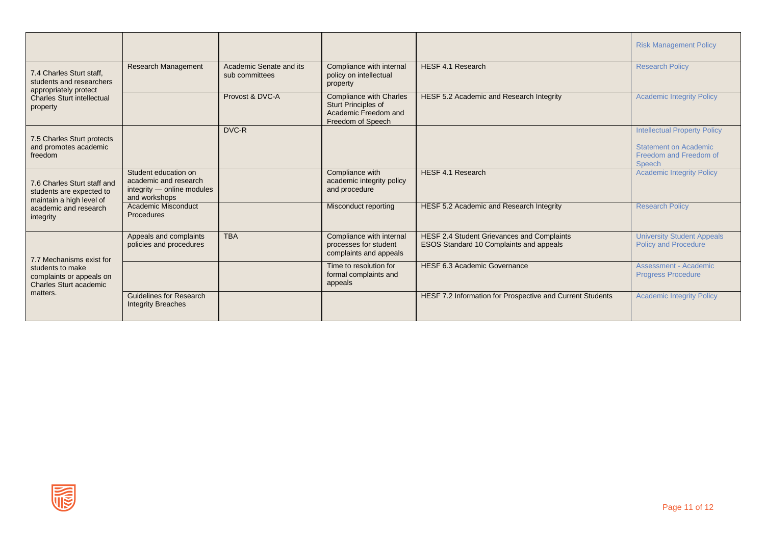| | | | | | |
|---|---|---|---|---|---|
| | | | | | Risk Management Policy |
| 7.4 Charles Sturt staff, students and researchers appropriately protect Charles Sturt intellectual property | Research Management | Academic Senate and its sub committees | Compliance with internal policy on intellectual property | HESF 4.1 Research | Research Policy |
| | | Provost & DVC-A | Compliance with Charles Sturt Principles of Academic Freedom and Freedom of Speech | HESF 5.2 Academic and Research Integrity | Academic Integrity Policy |
| 7.5 Charles Sturt protects and promotes academic freedom | | DVC-R | | | Intellectual Property Policy<br><br>Statement on Academic Freedom and Freedom of Speech |
| 7.6 Charles Sturt staff and students are expected to maintain a high level of academic and research integrity | Student education on academic and research integrity — online modules and workshops | | Compliance with academic integrity policy and procedure | HESF 4.1 Research | Academic Integrity Policy |
| | Academic Misconduct Procedures | | Misconduct reporting | HESF 5.2 Academic and Research Integrity | Research Policy |
| 7.7 Mechanisms exist for students to make complaints or appeals on Charles Sturt academic matters. | Appeals and complaints policies and procedures | TBA | Compliance with internal processes for student complaints and appeals | HESF 2.4 Student Grievances and Complaints<br>ESOS Standard 10 Complaints and appeals | University Student Appeals Policy and Procedure |
| | | | Time to resolution for formal complaints and appeals | HESF 6.3 Academic Governance | Assessment - Academic Progress Procedure |
| | Guidelines for Research Integrity Breaches | | | HESF 7.2 Information for Prospective and Current Students | Academic Integrity Policy |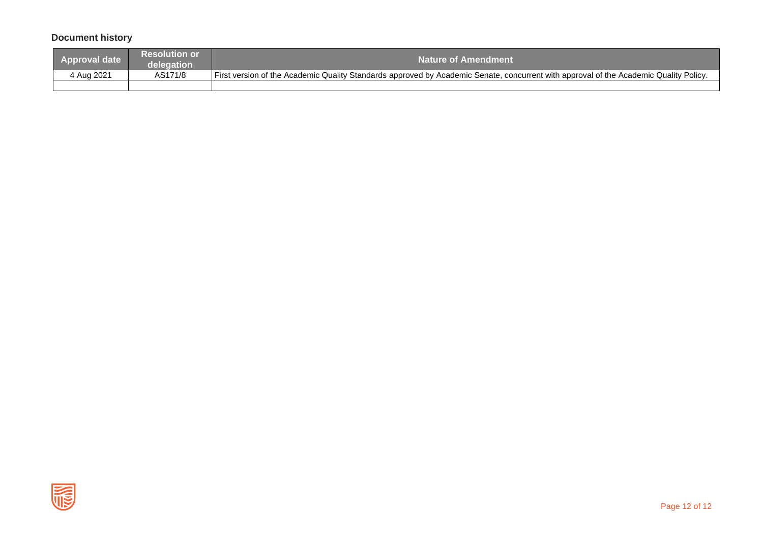## Document history

| Approval date | Resolution or delegation | Nature of Amendment |
| --- | --- | --- |
| 4 Aug 2021 | AS171/8 | First version of the Academic Quality Standards approved by Academic Senate, concurrent with approval of the Academic Quality Policy. |
| | | |